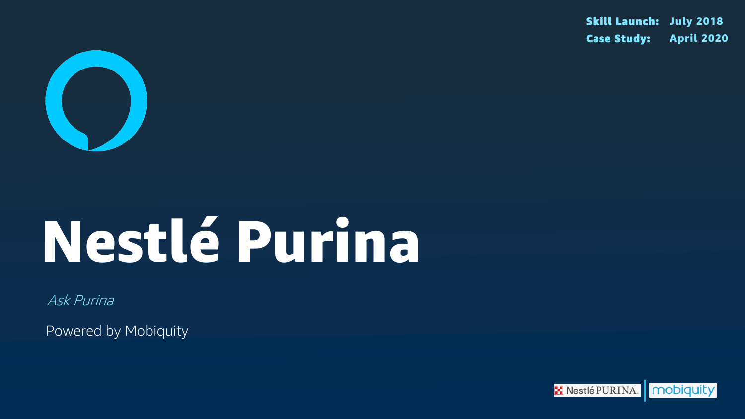**Skill Launch:** July 2018
**Case Study:** April 2020

# Nestlé Purina

*Ask Purina*

Powered by Mobiquity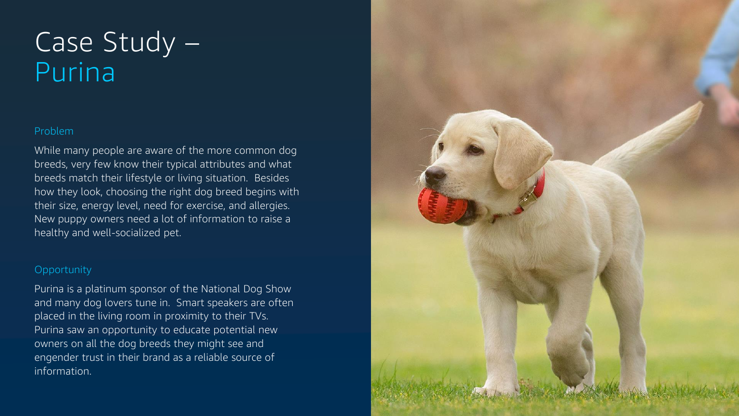# Case Study – Purina

## Problem

While many people are aware of the more common dog breeds, very few know their typical attributes and what breeds match their lifestyle or living situation.  Besides how they look, choosing the right dog breed begins with their size, energy level, need for exercise, and allergies.  New puppy owners need a lot of information to raise a healthy and well-socialized pet.

## Opportunity

Purina is a platinum sponsor of the National Dog Show and many dog lovers tune in.  Smart speakers are often placed in the living room in proximity to their TVs.  Purina saw an opportunity to educate potential new owners on all the dog breeds they might see and engender trust in their brand as a reliable source of information.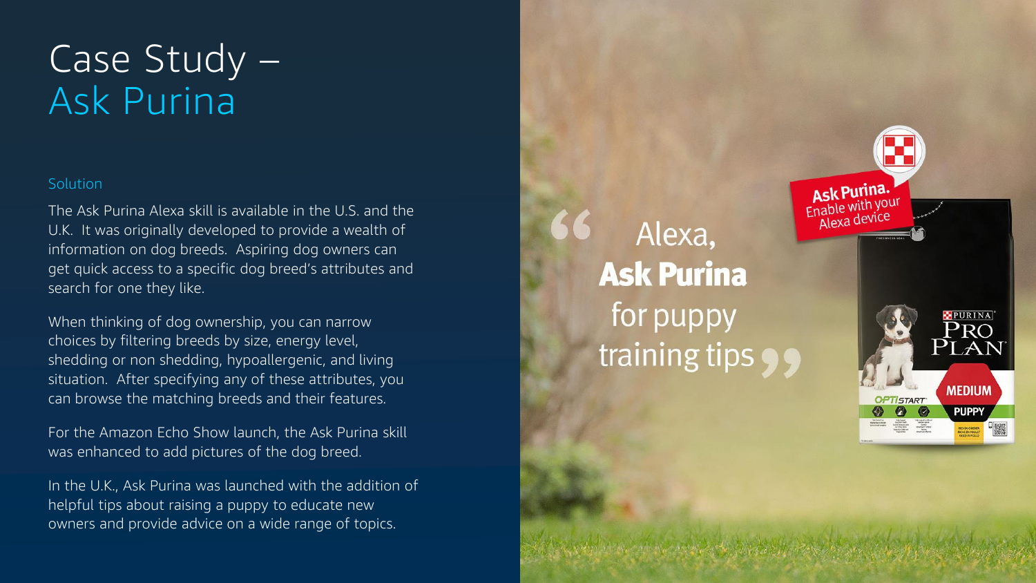# Case Study – Ask Purina

## Solution

The Ask Purina Alexa skill is available in the U.S. and the U.K. It was originally developed to provide a wealth of information on dog breeds. Aspiring dog owners can get quick access to a specific dog breed's attributes and search for one they like.

When thinking of dog ownership, you can narrow choices by filtering breeds by size, energy level, shedding or non shedding, hypoallergenic, and living situation. After specifying any of these attributes, you can browse the matching breeds and their features.

For the Amazon Echo Show launch, the Ask Purina skill was enhanced to add pictures of the dog breed.

In the U.K., Ask Purina was launched with the addition of helpful tips about raising a puppy to educate new owners and provide advice on a wide range of topics.

> "Alexa, **Ask Purina** for puppy training tips"

Ask Purina. Enable with your Alexa device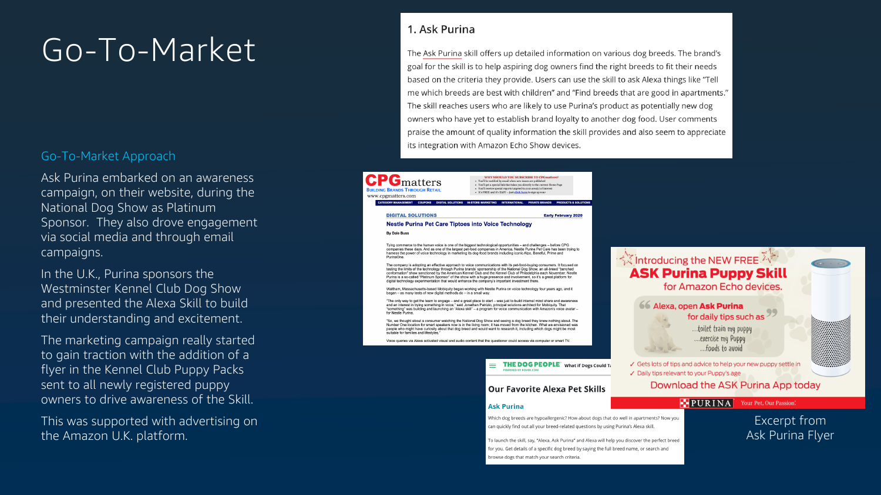# Go-To-Market

## Go-To-Market Approach

Ask Purina embarked on an awareness campaign, on their website, during the National Dog Show as Platinum Sponsor. They also drove engagement via social media and through email campaigns.

In the U.K., Purina sponsors the Westminster Kennel Club Dog Show and presented the Alexa Skill to build their understanding and excitement.

The marketing campaign really started to gain traction with the addition of a flyer in the Kennel Club Puppy Packs sent to all newly registered puppy owners to drive awareness of the Skill.

This was supported with advertising on the Amazon U.K. platform.

### 1. Ask Purina

The Ask Purina skill offers up detailed information on various dog breeds. The brand's goal for the skill is to help aspiring dog owners find the right breeds to fit their needs based on the criteria they provide. Users can use the skill to ask Alexa things like "Tell me which breeds are best with children" and "Find breeds that are good in apartments." The skill reaches users who are likely to use Purina's product as potentially new dog owners who have yet to establish brand loyalty to another dog food. User comments praise the amount of quality information the skill provides and also seem to appreciate its integration with Amazon Echo Show devices.

**CPGmatters** — Building Brands Through Retail — www.cpgmatters.com

DIGITAL SOLUTIONS — Early February 2020

**Nestle Purina Pet Care Tiptoes into Voice Technology**

By Dale Buss

Tying commerce to the human voice is one of the biggest technological opportunities – and challenges – before CPG companies these days. And as one of the largest pet-food companies in America, Nestle Purina Pet Care has been trying to harness the power of voice technology in marketing its dog-food brands including iconic Alpo, Beneful, Prime and PurinaOne.

The company is adopting an effective approach to voice communications with its pet-food-buying consumers. It focused on testing the limits of the technology through Purina brands' sponsorship of the National Dog Show, an all-breed "benched conformation" show sanctioned by the American Kennel Club and the Kennel Club of Philadelphia each November. Nestle Purina is a so-called "Platinum Sponsor" of the show with a huge presence and involvement, so it's a great platform for digital technology experimentation that would enhance the company's important investment there.

Waltham, Massachusetts-based Mobiquity began working with Nestle Purina on voice technology four years ago, and it began – as many tests of new digital methods do – in a small way.

"The only way to get the team to engage – and a great place to start – was just to build internal mind share and awareness and an interest in trying something in voice," said Jonathan Patrizio, principal solutions architect for Mobiquity. That "something" was building and launching an 'Alexa skill' – a program for voice communication with Amazon's voice avatar – for Nestle Purina.

"So, we thought about a consumer watching the National Dog Show and seeing a dog breed they knew nothing about. The Number One location for smart speakers now is in the living room; it has moved from the kitchen. What we envisioned was people who might have curiosity about that dog breed and would want to research it, including which dogs might be most suitable for families and lifestyles."

Voice queries via Alexa activated visual and audio content that the questioner could access via computer or smart TV.

**THE DOG PEOPLE** — Powered by Rover.com

**Our Favorite Alexa Pet Skills**

**Ask Purina**

Which dog breeds are hypoallergenic? How about dogs that do well in apartments? Now you can quickly find out all your breed-related questions by using Purina's Alexa skill.

To launch the skill, say, "Alexa, Ask Purina" and Alexa will help you discover the perfect breed for you. Get details of a specific dog breed by saying the full breed name, or search and browse dogs that match your search criteria.

Introducing the NEW FREE **ASK Purina Puppy Skill** for Amazon Echo devices.

"Alexa, open **Ask Purina** for daily tips such as ...toilet train my puppy ...exercise my Puppy ...foods to avoid"

- ✓ Gets lots of tips and advice to help your new puppy settle in
- ✓ Daily tips relevant to your Puppy's age

Download the ASK Purina App today

PURINA — Your Pet, Our Passion.

Excerpt from Ask Purina Flyer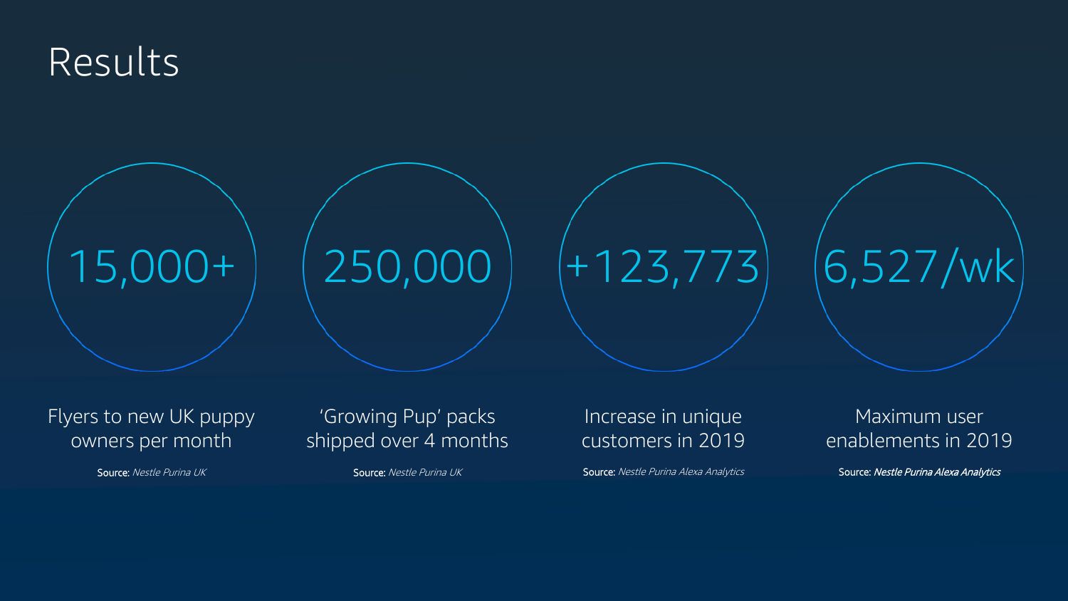# Results

**15,000+**

Flyers to new UK puppy owners per month

Source: *Nestle Purina UK*

**250,000**

'Growing Pup' packs shipped over 4 months

Source: *Nestle Purina UK*

**+123,773**

Increase in unique customers in 2019

Source: *Nestle Purina Alexa Analytics*

**6,527/wk**

Maximum user enablements in 2019

Source: ***Nestle Purina Alexa Analytics***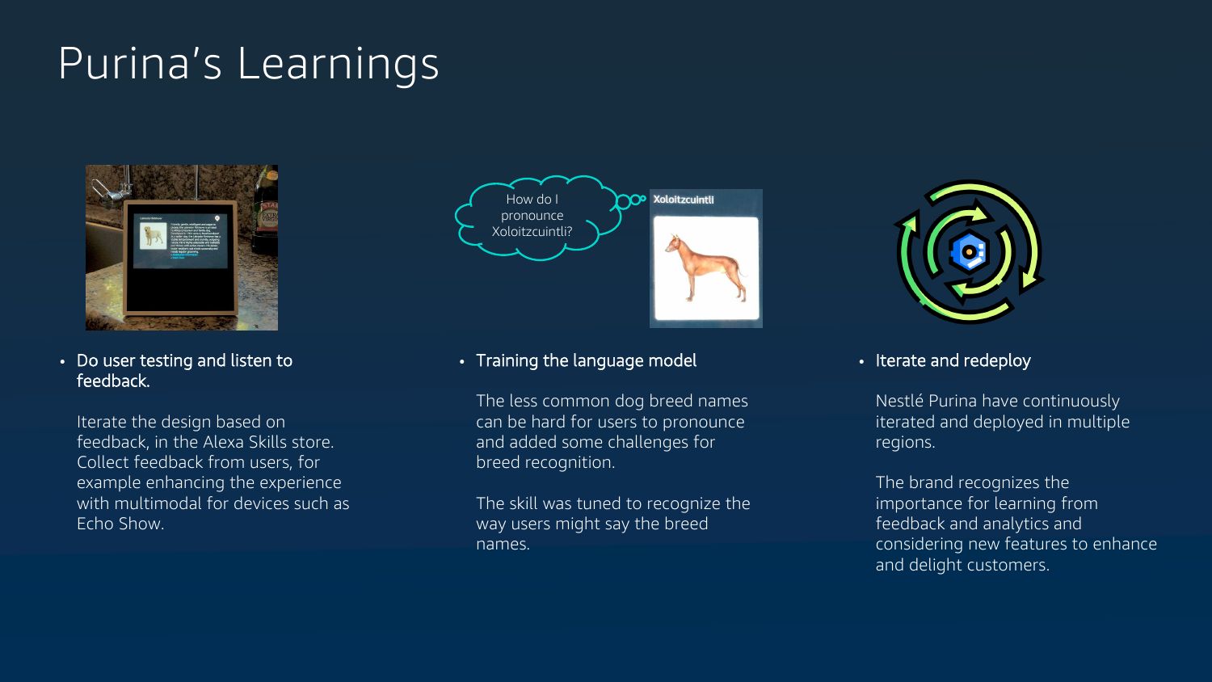# Purina's Learnings

- Do user testing and listen to feedback.

  Iterate the design based on feedback, in the Alexa Skills store. Collect feedback from users, for example enhancing the experience with multimodal for devices such as Echo Show.

- Training the language model

  The less common dog breed names can be hard for users to pronounce and added some challenges for breed recognition.

  The skill was tuned to recognize the way users might say the breed names.

- Iterate and redeploy

  Nestlé Purina have continuously iterated and deployed in multiple regions.

  The brand recognizes the importance for learning from feedback and analytics and considering new features to enhance and delight customers.